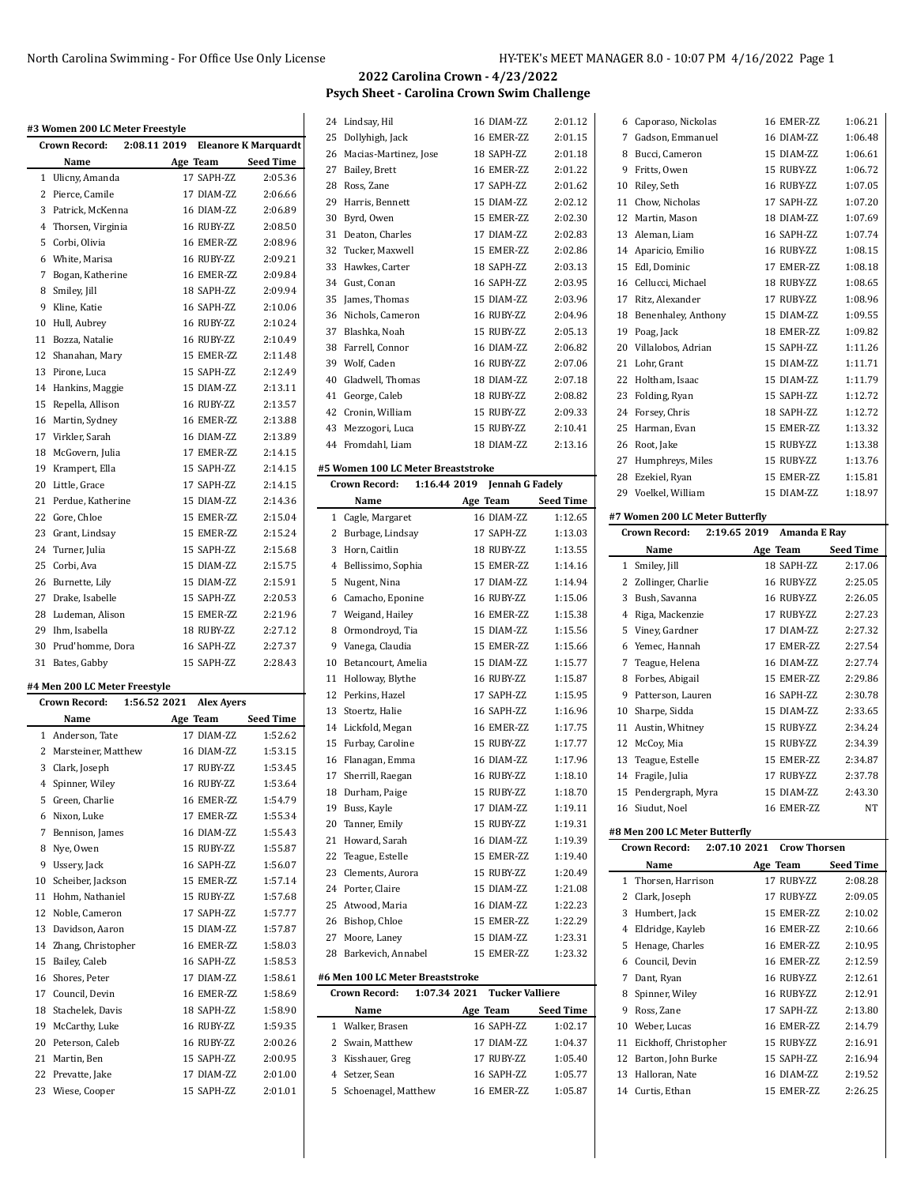## 2022 Carolina Crown - 4/23/2022
### Psych Sheet - Carolina Crown Swim Challenge

#### #3 Women 200 LC Meter Freestyle

Crown Record: 2:08.11 2019 Eleanore K Marquardt

| | Name | Age | Team | Seed Time |
|---|---|---|---|---|
| 1 | Ulicny, Amanda | 17 | SAPH-ZZ | 2:05.36 |
| 2 | Pierce, Camile | 17 | DIAM-ZZ | 2:06.66 |
| 3 | Patrick, McKenna | 16 | DIAM-ZZ | 2:06.89 |
| 4 | Thorsen, Virginia | 16 | RUBY-ZZ | 2:08.50 |
| 5 | Corbi, Olivia | 16 | EMER-ZZ | 2:08.96 |
| 6 | White, Marisa | 16 | RUBY-ZZ | 2:09.21 |
| 7 | Bogan, Katherine | 16 | EMER-ZZ | 2:09.84 |
| 8 | Smiley, Jill | 18 | SAPH-ZZ | 2:09.94 |
| 9 | Kline, Katie | 16 | SAPH-ZZ | 2:10.06 |
| 10 | Hull, Aubrey | 16 | RUBY-ZZ | 2:10.24 |
| 11 | Bozza, Natalie | 16 | RUBY-ZZ | 2:10.49 |
| 12 | Shanahan, Mary | 15 | EMER-ZZ | 2:11.48 |
| 13 | Pirone, Luca | 15 | SAPH-ZZ | 2:12.49 |
| 14 | Hankins, Maggie | 15 | DIAM-ZZ | 2:13.11 |
| 15 | Repella, Allison | 16 | RUBY-ZZ | 2:13.57 |
| 16 | Martin, Sydney | 16 | EMER-ZZ | 2:13.88 |
| 17 | Virkler, Sarah | 16 | DIAM-ZZ | 2:13.89 |
| 18 | McGovern, Julia | 17 | EMER-ZZ | 2:14.15 |
| 19 | Krampert, Ella | 15 | SAPH-ZZ | 2:14.15 |
| 20 | Little, Grace | 17 | SAPH-ZZ | 2:14.15 |
| 21 | Perdue, Katherine | 15 | DIAM-ZZ | 2:14.36 |
| 22 | Gore, Chloe | 15 | EMER-ZZ | 2:15.04 |
| 23 | Grant, Lindsay | 15 | EMER-ZZ | 2:15.24 |
| 24 | Turner, Julia | 15 | SAPH-ZZ | 2:15.68 |
| 25 | Corbi, Ava | 15 | DIAM-ZZ | 2:15.75 |
| 26 | Burnette, Lily | 15 | DIAM-ZZ | 2:15.91 |
| 27 | Drake, Isabelle | 15 | SAPH-ZZ | 2:20.53 |
| 28 | Ludeman, Alison | 15 | EMER-ZZ | 2:21.96 |
| 29 | Ihm, Isabella | 18 | RUBY-ZZ | 2:27.12 |
| 30 | Prud'homme, Dora | 16 | SAPH-ZZ | 2:27.37 |
| 31 | Bates, Gabby | 15 | SAPH-ZZ | 2:28.43 |

#### #4 Men 200 LC Meter Freestyle

Crown Record: 1:56.52 2021 Alex Ayers

| | Name | Age | Team | Seed Time |
|---|---|---|---|---|
| 1 | Anderson, Tate | 17 | DIAM-ZZ | 1:52.62 |
| 2 | Marsteiner, Matthew | 16 | DIAM-ZZ | 1:53.15 |
| 3 | Clark, Joseph | 17 | RUBY-ZZ | 1:53.45 |
| 4 | Spinner, Wiley | 16 | RUBY-ZZ | 1:53.64 |
| 5 | Green, Charlie | 16 | EMER-ZZ | 1:54.79 |
| 6 | Nixon, Luke | 17 | EMER-ZZ | 1:55.34 |
| 7 | Bennison, James | 16 | DIAM-ZZ | 1:55.43 |
| 8 | Nye, Owen | 15 | RUBY-ZZ | 1:55.87 |
| 9 | Ussery, Jack | 16 | SAPH-ZZ | 1:56.07 |
| 10 | Scheiber, Jackson | 15 | EMER-ZZ | 1:57.14 |
| 11 | Hohm, Nathaniel | 15 | RUBY-ZZ | 1:57.68 |
| 12 | Noble, Cameron | 17 | SAPH-ZZ | 1:57.77 |
| 13 | Davidson, Aaron | 15 | DIAM-ZZ | 1:57.87 |
| 14 | Zhang, Christopher | 16 | EMER-ZZ | 1:58.03 |
| 15 | Bailey, Caleb | 16 | SAPH-ZZ | 1:58.53 |
| 16 | Shores, Peter | 17 | DIAM-ZZ | 1:58.61 |
| 17 | Council, Devin | 16 | EMER-ZZ | 1:58.69 |
| 18 | Stachelek, Davis | 18 | SAPH-ZZ | 1:58.90 |
| 19 | McCarthy, Luke | 16 | RUBY-ZZ | 1:59.35 |
| 20 | Peterson, Caleb | 16 | RUBY-ZZ | 2:00.26 |
| 21 | Martin, Ben | 15 | SAPH-ZZ | 2:00.95 |
| 22 | Prevatte, Jake | 17 | DIAM-ZZ | 2:01.00 |
| 23 | Wiese, Cooper | 15 | SAPH-ZZ | 2:01.01 |
| 24 | Lindsay, Hil | 16 | DIAM-ZZ | 2:01.12 |
| 25 | Dollyhigh, Jack | 16 | EMER-ZZ | 2:01.15 |
| 26 | Macias-Martinez, Jose | 18 | SAPH-ZZ | 2:01.18 |
| 27 | Bailey, Brett | 16 | EMER-ZZ | 2:01.22 |
| 28 | Ross, Zane | 17 | SAPH-ZZ | 2:01.62 |
| 29 | Harris, Bennett | 15 | DIAM-ZZ | 2:02.12 |
| 30 | Byrd, Owen | 15 | EMER-ZZ | 2:02.30 |
| 31 | Deaton, Charles | 17 | DIAM-ZZ | 2:02.83 |
| 32 | Tucker, Maxwell | 15 | EMER-ZZ | 2:02.86 |
| 33 | Hawkes, Carter | 18 | SAPH-ZZ | 2:03.13 |
| 34 | Gust, Conan | 16 | SAPH-ZZ | 2:03.95 |
| 35 | James, Thomas | 15 | DIAM-ZZ | 2:03.96 |
| 36 | Nichols, Cameron | 16 | RUBY-ZZ | 2:04.96 |
| 37 | Blashka, Noah | 15 | RUBY-ZZ | 2:05.13 |
| 38 | Farrell, Connor | 16 | DIAM-ZZ | 2:06.82 |
| 39 | Wolf, Caden | 16 | RUBY-ZZ | 2:07.06 |
| 40 | Gladwell, Thomas | 18 | DIAM-ZZ | 2:07.18 |
| 41 | George, Caleb | 18 | RUBY-ZZ | 2:08.82 |
| 42 | Cronin, William | 15 | RUBY-ZZ | 2:09.33 |
| 43 | Mezzogori, Luca | 15 | RUBY-ZZ | 2:10.41 |
| 44 | Fromdahl, Liam | 18 | DIAM-ZZ | 2:13.16 |

#### #5 Women 100 LC Meter Breaststroke

Crown Record: 1:16.44 2019 Jennah G Fadely

| | Name | Age | Team | Seed Time |
|---|---|---|---|---|
| 1 | Cagle, Margaret | 16 | DIAM-ZZ | 1:12.65 |
| 2 | Burbage, Lindsay | 17 | SAPH-ZZ | 1:13.03 |
| 3 | Horn, Caitlin | 18 | RUBY-ZZ | 1:13.55 |
| 4 | Bellissimo, Sophia | 15 | EMER-ZZ | 1:14.16 |
| 5 | Nugent, Nina | 17 | DIAM-ZZ | 1:14.94 |
| 6 | Camacho, Eponine | 16 | RUBY-ZZ | 1:15.06 |
| 7 | Weigand, Hailey | 16 | EMER-ZZ | 1:15.38 |
| 8 | Ormondroyd, Tia | 15 | DIAM-ZZ | 1:15.56 |
| 9 | Vanega, Claudia | 15 | EMER-ZZ | 1:15.66 |
| 10 | Betancourt, Amelia | 15 | DIAM-ZZ | 1:15.77 |
| 11 | Holloway, Blythe | 16 | RUBY-ZZ | 1:15.87 |
| 12 | Perkins, Hazel | 17 | SAPH-ZZ | 1:15.95 |
| 13 | Stoertz, Halie | 16 | SAPH-ZZ | 1:16.96 |
| 14 | Lickfold, Megan | 16 | EMER-ZZ | 1:17.75 |
| 15 | Furbay, Caroline | 15 | RUBY-ZZ | 1:17.77 |
| 16 | Flanagan, Emma | 16 | DIAM-ZZ | 1:17.96 |
| 17 | Sherrill, Raegan | 16 | RUBY-ZZ | 1:18.10 |
| 18 | Durham, Paige | 15 | RUBY-ZZ | 1:18.70 |
| 19 | Buss, Kayle | 17 | DIAM-ZZ | 1:19.11 |
| 20 | Tanner, Emily | 15 | RUBY-ZZ | 1:19.31 |
| 21 | Howard, Sarah | 16 | DIAM-ZZ | 1:19.39 |
| 22 | Teague, Estelle | 15 | EMER-ZZ | 1:19.40 |
| 23 | Clements, Aurora | 15 | RUBY-ZZ | 1:20.49 |
| 24 | Porter, Claire | 15 | DIAM-ZZ | 1:21.08 |
| 25 | Atwood, Maria | 16 | DIAM-ZZ | 1:22.23 |
| 26 | Bishop, Chloe | 15 | EMER-ZZ | 1:22.29 |
| 27 | Moore, Laney | 15 | DIAM-ZZ | 1:23.31 |
| 28 | Barkevich, Annabel | 15 | EMER-ZZ | 1:23.32 |

#### #6 Men 100 LC Meter Breaststroke

Crown Record: 1:07.34 2021 Tucker Valliere

| | Name | Age | Team | Seed Time |
|---|---|---|---|---|
| 1 | Walker, Brasen | 16 | SAPH-ZZ | 1:02.17 |
| 2 | Swain, Matthew | 17 | DIAM-ZZ | 1:04.37 |
| 3 | Kisshauer, Greg | 17 | RUBY-ZZ | 1:05.40 |
| 4 | Setzer, Sean | 16 | SAPH-ZZ | 1:05.77 |
| 5 | Schoenagel, Matthew | 16 | EMER-ZZ | 1:05.87 |
| 6 | Caporaso, Nickolas | 16 | EMER-ZZ | 1:06.21 |
| 7 | Gadson, Emmanuel | 16 | DIAM-ZZ | 1:06.48 |
| 8 | Bucci, Cameron | 15 | DIAM-ZZ | 1:06.61 |
| 9 | Fritts, Owen | 15 | RUBY-ZZ | 1:06.72 |
| 10 | Riley, Seth | 16 | RUBY-ZZ | 1:07.05 |
| 11 | Chow, Nicholas | 17 | SAPH-ZZ | 1:07.20 |
| 12 | Martin, Mason | 18 | DIAM-ZZ | 1:07.69 |
| 13 | Aleman, Liam | 16 | SAPH-ZZ | 1:07.74 |
| 14 | Aparicio, Emilio | 16 | RUBY-ZZ | 1:08.15 |
| 15 | Edl, Dominic | 17 | EMER-ZZ | 1:08.18 |
| 16 | Cellucci, Michael | 18 | RUBY-ZZ | 1:08.65 |
| 17 | Ritz, Alexander | 17 | RUBY-ZZ | 1:08.96 |
| 18 | Benenhaley, Anthony | 15 | DIAM-ZZ | 1:09.55 |
| 19 | Poag, Jack | 18 | EMER-ZZ | 1:09.82 |
| 20 | Villalobos, Adrian | 15 | SAPH-ZZ | 1:11.26 |
| 21 | Lohr, Grant | 15 | DIAM-ZZ | 1:11.71 |
| 22 | Holtham, Isaac | 15 | DIAM-ZZ | 1:11.79 |
| 23 | Folding, Ryan | 15 | SAPH-ZZ | 1:12.72 |
| 24 | Forsey, Chris | 18 | SAPH-ZZ | 1:12.72 |
| 25 | Harman, Evan | 15 | EMER-ZZ | 1:13.32 |
| 26 | Root, Jake | 15 | RUBY-ZZ | 1:13.38 |
| 27 | Humphreys, Miles | 15 | RUBY-ZZ | 1:13.76 |
| 28 | Ezekiel, Ryan | 15 | EMER-ZZ | 1:15.81 |
| 29 | Voelkel, William | 15 | DIAM-ZZ | 1:18.97 |

#### #7 Women 200 LC Meter Butterfly

Crown Record: 2:19.65 2019 Amanda E Ray

| | Name | Age | Team | Seed Time |
|---|---|---|---|---|
| 1 | Smiley, Jill | 18 | SAPH-ZZ | 2:17.06 |
| 2 | Zollinger, Charlie | 16 | RUBY-ZZ | 2:25.05 |
| 3 | Bush, Savanna | 16 | RUBY-ZZ | 2:26.05 |
| 4 | Riga, Mackenzie | 17 | RUBY-ZZ | 2:27.23 |
| 5 | Viney, Gardner | 17 | DIAM-ZZ | 2:27.32 |
| 6 | Yemec, Hannah | 17 | EMER-ZZ | 2:27.54 |
| 7 | Teague, Helena | 16 | DIAM-ZZ | 2:27.74 |
| 8 | Forbes, Abigail | 15 | EMER-ZZ | 2:29.86 |
| 9 | Patterson, Lauren | 16 | SAPH-ZZ | 2:30.78 |
| 10 | Sharpe, Sidda | 15 | DIAM-ZZ | 2:33.65 |
| 11 | Austin, Whitney | 15 | RUBY-ZZ | 2:34.24 |
| 12 | McCoy, Mia | 15 | RUBY-ZZ | 2:34.39 |
| 13 | Teague, Estelle | 15 | EMER-ZZ | 2:34.87 |
| 14 | Fragile, Julia | 17 | RUBY-ZZ | 2:37.78 |
| 15 | Pendergraph, Myra | 15 | DIAM-ZZ | 2:43.30 |
| 16 | Siudut, Noel | 16 | EMER-ZZ | NT |

#### #8 Men 200 LC Meter Butterfly

Crown Record: 2:07.10 2021 Crow Thorsen

| | Name | Age | Team | Seed Time |
|---|---|---|---|---|
| 1 | Thorsen, Harrison | 17 | RUBY-ZZ | 2:08.28 |
| 2 | Clark, Joseph | 17 | RUBY-ZZ | 2:09.05 |
| 3 | Humbert, Jack | 15 | EMER-ZZ | 2:10.02 |
| 4 | Eldridge, Kayleb | 16 | EMER-ZZ | 2:10.66 |
| 5 | Henage, Charles | 16 | EMER-ZZ | 2:10.95 |
| 6 | Council, Devin | 16 | EMER-ZZ | 2:12.59 |
| 7 | Dant, Ryan | 16 | RUBY-ZZ | 2:12.61 |
| 8 | Spinner, Wiley | 16 | RUBY-ZZ | 2:12.91 |
| 9 | Ross, Zane | 17 | SAPH-ZZ | 2:13.80 |
| 10 | Weber, Lucas | 16 | EMER-ZZ | 2:14.79 |
| 11 | Eickhoff, Christopher | 15 | RUBY-ZZ | 2:16.91 |
| 12 | Barton, John Burke | 15 | SAPH-ZZ | 2:16.94 |
| 13 | Halloran, Nate | 16 | DIAM-ZZ | 2:19.52 |
| 14 | Curtis, Ethan | 15 | EMER-ZZ | 2:26.25 |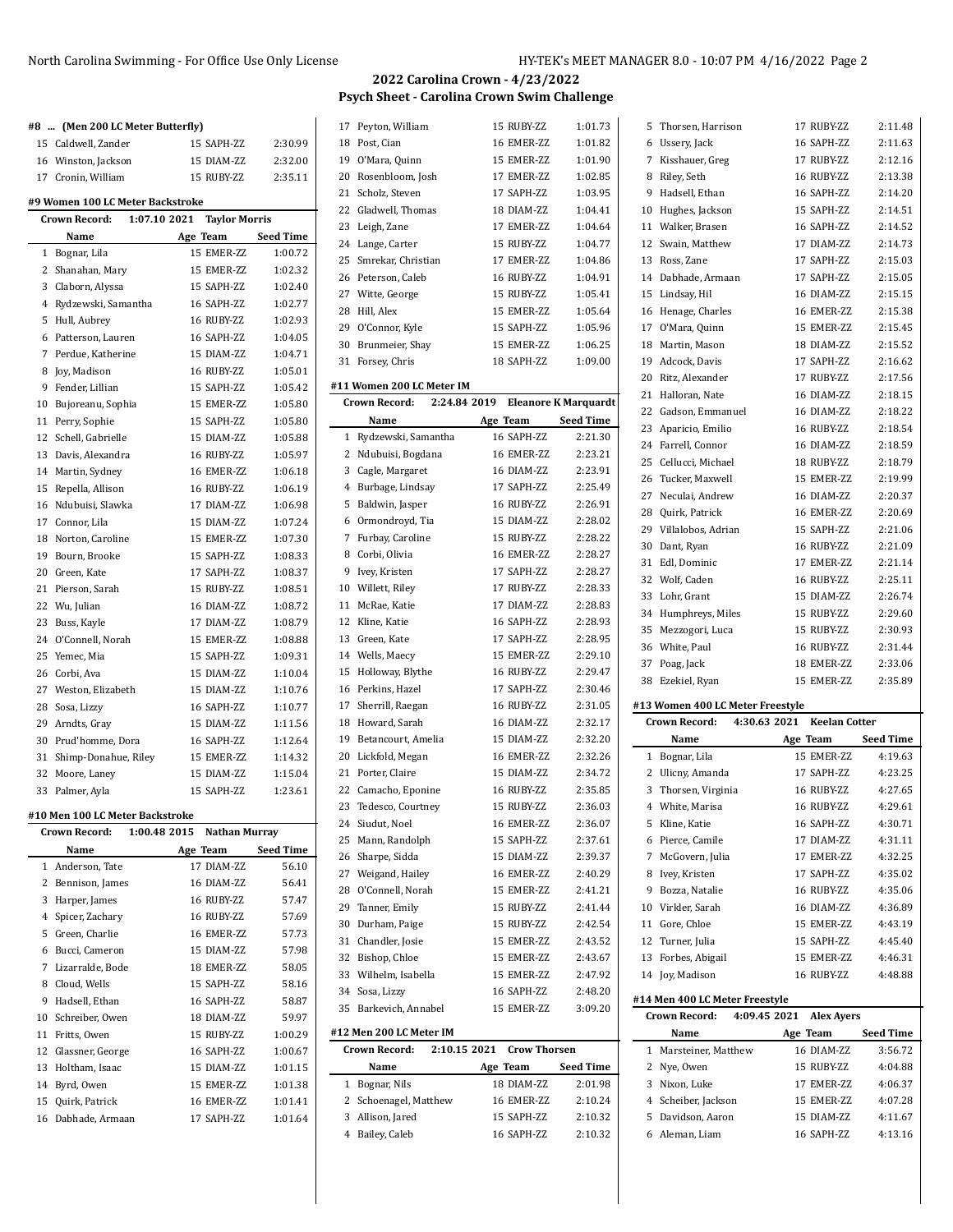# 2022 Carolina Crown - 4/23/2022

## Psych Sheet - Carolina Crown Swim Challenge

### #8 ... (Men 200 LC Meter Butterfly)

| # | Name | Age | Team | Seed Time |
|---|---|---|---|---|
| 15 | Caldwell, Zander | 15 | SAPH-ZZ | 2:30.99 |
| 16 | Winston, Jackson | 15 | DIAM-ZZ | 2:32.00 |
| 17 | Cronin, William | 15 | RUBY-ZZ | 2:35.11 |

### #9 Women 100 LC Meter Backstroke

Crown Record: 1:07.10 2021 Taylor Morris

| # | Name | Age | Team | Seed Time |
|---|---|---|---|---|
| 1 | Bognar, Lila | 15 | EMER-ZZ | 1:00.72 |
| 2 | Shanahan, Mary | 15 | EMER-ZZ | 1:02.32 |
| 3 | Claborn, Alyssa | 15 | SAPH-ZZ | 1:02.40 |
| 4 | Rydzewski, Samantha | 16 | SAPH-ZZ | 1:02.77 |
| 5 | Hull, Aubrey | 16 | RUBY-ZZ | 1:02.93 |
| 6 | Patterson, Lauren | 16 | SAPH-ZZ | 1:04.05 |
| 7 | Perdue, Katherine | 15 | DIAM-ZZ | 1:04.71 |
| 8 | Joy, Madison | 16 | RUBY-ZZ | 1:05.01 |
| 9 | Fender, Lillian | 15 | SAPH-ZZ | 1:05.42 |
| 10 | Bujoreanu, Sophia | 15 | EMER-ZZ | 1:05.80 |
| 11 | Perry, Sophie | 15 | SAPH-ZZ | 1:05.80 |
| 12 | Schell, Gabrielle | 15 | DIAM-ZZ | 1:05.88 |
| 13 | Davis, Alexandra | 16 | RUBY-ZZ | 1:05.97 |
| 14 | Martin, Sydney | 16 | EMER-ZZ | 1:06.18 |
| 15 | Repella, Allison | 16 | RUBY-ZZ | 1:06.19 |
| 16 | Ndubuisi, Slawka | 17 | DIAM-ZZ | 1:06.98 |
| 17 | Connor, Lila | 15 | DIAM-ZZ | 1:07.24 |
| 18 | Norton, Caroline | 15 | EMER-ZZ | 1:07.30 |
| 19 | Bourn, Brooke | 15 | SAPH-ZZ | 1:08.33 |
| 20 | Green, Kate | 17 | SAPH-ZZ | 1:08.37 |
| 21 | Pierson, Sarah | 15 | RUBY-ZZ | 1:08.51 |
| 22 | Wu, Julian | 16 | DIAM-ZZ | 1:08.72 |
| 23 | Buss, Kayle | 17 | DIAM-ZZ | 1:08.79 |
| 24 | O'Connell, Norah | 15 | EMER-ZZ | 1:08.88 |
| 25 | Yemec, Mia | 15 | SAPH-ZZ | 1:09.31 |
| 26 | Corbi, Ava | 15 | DIAM-ZZ | 1:10.04 |
| 27 | Weston, Elizabeth | 15 | DIAM-ZZ | 1:10.76 |
| 28 | Sosa, Lizzy | 16 | SAPH-ZZ | 1:10.77 |
| 29 | Arndts, Gray | 15 | DIAM-ZZ | 1:11.56 |
| 30 | Prud'homme, Dora | 16 | SAPH-ZZ | 1:12.64 |
| 31 | Shimp-Donahue, Riley | 15 | EMER-ZZ | 1:14.32 |
| 32 | Moore, Laney | 15 | DIAM-ZZ | 1:15.04 |
| 33 | Palmer, Ayla | 15 | SAPH-ZZ | 1:23.61 |

### #10 Men 100 LC Meter Backstroke

Crown Record: 1:00.48 2015 Nathan Murray

| # | Name | Age | Team | Seed Time |
|---|---|---|---|---|
| 1 | Anderson, Tate | 17 | DIAM-ZZ | 56.10 |
| 2 | Bennison, James | 16 | DIAM-ZZ | 56.41 |
| 3 | Harper, James | 16 | RUBY-ZZ | 57.47 |
| 4 | Spicer, Zachary | 16 | RUBY-ZZ | 57.69 |
| 5 | Green, Charlie | 16 | EMER-ZZ | 57.73 |
| 6 | Bucci, Cameron | 15 | DIAM-ZZ | 57.98 |
| 7 | Lizarralde, Bode | 18 | EMER-ZZ | 58.05 |
| 8 | Cloud, Wells | 15 | SAPH-ZZ | 58.16 |
| 9 | Hadsell, Ethan | 16 | SAPH-ZZ | 58.87 |
| 10 | Schreiber, Owen | 18 | DIAM-ZZ | 59.97 |
| 11 | Fritts, Owen | 15 | RUBY-ZZ | 1:00.29 |
| 12 | Glassner, George | 16 | SAPH-ZZ | 1:00.67 |
| 13 | Holtham, Isaac | 15 | DIAM-ZZ | 1:01.15 |
| 14 | Byrd, Owen | 15 | EMER-ZZ | 1:01.38 |
| 15 | Quirk, Patrick | 16 | EMER-ZZ | 1:01.41 |
| 16 | Dabhade, Armaan | 17 | SAPH-ZZ | 1:01.64 |
| 17 | Peyton, William | 15 | RUBY-ZZ | 1:01.73 |
| 18 | Post, Cian | 16 | EMER-ZZ | 1:01.82 |
| 19 | O'Mara, Quinn | 15 | EMER-ZZ | 1:01.90 |
| 20 | Rosenbloom, Josh | 17 | EMER-ZZ | 1:02.85 |
| 21 | Scholz, Steven | 17 | SAPH-ZZ | 1:03.95 |
| 22 | Gladwell, Thomas | 18 | DIAM-ZZ | 1:04.41 |
| 23 | Leigh, Zane | 17 | EMER-ZZ | 1:04.64 |
| 24 | Lange, Carter | 15 | RUBY-ZZ | 1:04.77 |
| 25 | Smrekar, Christian | 17 | EMER-ZZ | 1:04.86 |
| 26 | Peterson, Caleb | 16 | RUBY-ZZ | 1:04.91 |
| 27 | Witte, George | 15 | RUBY-ZZ | 1:05.41 |
| 28 | Hill, Alex | 15 | EMER-ZZ | 1:05.64 |
| 29 | O'Connor, Kyle | 15 | SAPH-ZZ | 1:05.96 |
| 30 | Brunmeier, Shay | 15 | EMER-ZZ | 1:06.25 |
| 31 | Forsey, Chris | 18 | SAPH-ZZ | 1:09.00 |

### #11 Women 200 LC Meter IM

Crown Record: 2:24.84 2019 Eleanore K Marquardt

| # | Name | Age | Team | Seed Time |
|---|---|---|---|---|
| 1 | Rydzewski, Samantha | 16 | SAPH-ZZ | 2:21.30 |
| 2 | Ndubuisi, Bogdana | 16 | EMER-ZZ | 2:23.21 |
| 3 | Cagle, Margaret | 16 | DIAM-ZZ | 2:23.91 |
| 4 | Burbage, Lindsay | 17 | SAPH-ZZ | 2:25.49 |
| 5 | Baldwin, Jasper | 16 | RUBY-ZZ | 2:26.91 |
| 6 | Ormondroyd, Tia | 15 | DIAM-ZZ | 2:28.02 |
| 7 | Furbay, Caroline | 15 | RUBY-ZZ | 2:28.22 |
| 8 | Corbi, Olivia | 16 | EMER-ZZ | 2:28.27 |
| 9 | Ivey, Kristen | 17 | SAPH-ZZ | 2:28.27 |
| 10 | Willett, Riley | 17 | RUBY-ZZ | 2:28.33 |
| 11 | McRae, Katie | 17 | DIAM-ZZ | 2:28.83 |
| 12 | Kline, Katie | 16 | SAPH-ZZ | 2:28.93 |
| 13 | Green, Kate | 17 | SAPH-ZZ | 2:28.95 |
| 14 | Wells, Maecy | 15 | EMER-ZZ | 2:29.10 |
| 15 | Holloway, Blythe | 16 | RUBY-ZZ | 2:29.47 |
| 16 | Perkins, Hazel | 17 | SAPH-ZZ | 2:30.46 |
| 17 | Sherrill, Raegan | 16 | RUBY-ZZ | 2:31.05 |
| 18 | Howard, Sarah | 16 | DIAM-ZZ | 2:32.17 |
| 19 | Betancourt, Amelia | 15 | DIAM-ZZ | 2:32.20 |
| 20 | Lickfold, Megan | 16 | EMER-ZZ | 2:32.26 |
| 21 | Porter, Claire | 15 | DIAM-ZZ | 2:34.72 |
| 22 | Camacho, Eponine | 16 | RUBY-ZZ | 2:35.85 |
| 23 | Tedesco, Courtney | 15 | RUBY-ZZ | 2:36.03 |
| 24 | Siudut, Noel | 16 | EMER-ZZ | 2:36.07 |
| 25 | Mann, Randolph | 15 | SAPH-ZZ | 2:37.61 |
| 26 | Sharpe, Sidda | 15 | DIAM-ZZ | 2:39.37 |
| 27 | Weigand, Hailey | 16 | EMER-ZZ | 2:40.29 |
| 28 | O'Connell, Norah | 15 | EMER-ZZ | 2:41.21 |
| 29 | Tanner, Emily | 15 | RUBY-ZZ | 2:41.44 |
| 30 | Durham, Paige | 15 | RUBY-ZZ | 2:42.54 |
| 31 | Chandler, Josie | 15 | EMER-ZZ | 2:43.52 |
| 32 | Bishop, Chloe | 15 | EMER-ZZ | 2:43.67 |
| 33 | Wilhelm, Isabella | 15 | EMER-ZZ | 2:47.92 |
| 34 | Sosa, Lizzy | 16 | SAPH-ZZ | 2:48.20 |
| 35 | Barkevich, Annabel | 15 | EMER-ZZ | 3:09.20 |

### #12 Men 200 LC Meter IM

Crown Record: 2:10.15 2021 Crow Thorsen

| # | Name | Age | Team | Seed Time |
|---|---|---|---|---|
| 1 | Bognar, Nils | 18 | DIAM-ZZ | 2:01.98 |
| 2 | Schoenagel, Matthew | 16 | EMER-ZZ | 2:10.24 |
| 3 | Allison, Jared | 15 | SAPH-ZZ | 2:10.32 |
| 4 | Bailey, Caleb | 16 | SAPH-ZZ | 2:10.32 |
| 5 | Thorsen, Harrison | 17 | RUBY-ZZ | 2:11.48 |
| 6 | Ussery, Jack | 16 | SAPH-ZZ | 2:11.63 |
| 7 | Kisshauer, Greg | 17 | RUBY-ZZ | 2:12.16 |
| 8 | Riley, Seth | 16 | RUBY-ZZ | 2:13.38 |
| 9 | Hadsell, Ethan | 16 | SAPH-ZZ | 2:14.20 |
| 10 | Hughes, Jackson | 15 | SAPH-ZZ | 2:14.51 |
| 11 | Walker, Brasen | 16 | SAPH-ZZ | 2:14.52 |
| 12 | Swain, Matthew | 17 | DIAM-ZZ | 2:14.73 |
| 13 | Ross, Zane | 17 | SAPH-ZZ | 2:15.03 |
| 14 | Dabhade, Armaan | 17 | SAPH-ZZ | 2:15.05 |
| 15 | Lindsay, Hil | 16 | DIAM-ZZ | 2:15.15 |
| 16 | Henage, Charles | 16 | EMER-ZZ | 2:15.38 |
| 17 | O'Mara, Quinn | 15 | EMER-ZZ | 2:15.45 |
| 18 | Martin, Mason | 18 | DIAM-ZZ | 2:15.52 |
| 19 | Adcock, Davis | 17 | SAPH-ZZ | 2:16.62 |
| 20 | Ritz, Alexander | 17 | RUBY-ZZ | 2:17.56 |
| 21 | Halloran, Nate | 16 | DIAM-ZZ | 2:18.15 |
| 22 | Gadson, Emmanuel | 16 | DIAM-ZZ | 2:18.22 |
| 23 | Aparicio, Emilio | 16 | RUBY-ZZ | 2:18.54 |
| 24 | Farrell, Connor | 16 | DIAM-ZZ | 2:18.59 |
| 25 | Cellucci, Michael | 18 | RUBY-ZZ | 2:18.79 |
| 26 | Tucker, Maxwell | 15 | EMER-ZZ | 2:19.99 |
| 27 | Neculai, Andrew | 16 | DIAM-ZZ | 2:20.37 |
| 28 | Quirk, Patrick | 16 | EMER-ZZ | 2:20.69 |
| 29 | Villalobos, Adrian | 15 | SAPH-ZZ | 2:21.06 |
| 30 | Dant, Ryan | 16 | RUBY-ZZ | 2:21.09 |
| 31 | Edl, Dominic | 17 | EMER-ZZ | 2:21.14 |
| 32 | Wolf, Caden | 16 | RUBY-ZZ | 2:25.11 |
| 33 | Lohr, Grant | 15 | DIAM-ZZ | 2:26.74 |
| 34 | Humphreys, Miles | 15 | RUBY-ZZ | 2:29.60 |
| 35 | Mezzogori, Luca | 15 | RUBY-ZZ | 2:30.93 |
| 36 | White, Paul | 16 | RUBY-ZZ | 2:31.44 |
| 37 | Poag, Jack | 18 | EMER-ZZ | 2:33.06 |
| 38 | Ezekiel, Ryan | 15 | EMER-ZZ | 2:35.89 |

### #13 Women 400 LC Meter Freestyle

Crown Record: 4:30.63 2021 Keelan Cotter

| # | Name | Age | Team | Seed Time |
|---|---|---|---|---|
| 1 | Bognar, Lila | 15 | EMER-ZZ | 4:19.63 |
| 2 | Ulicny, Amanda | 17 | SAPH-ZZ | 4:23.25 |
| 3 | Thorsen, Virginia | 16 | RUBY-ZZ | 4:27.65 |
| 4 | White, Marisa | 16 | RUBY-ZZ | 4:29.61 |
| 5 | Kline, Katie | 16 | SAPH-ZZ | 4:30.71 |
| 6 | Pierce, Camile | 17 | DIAM-ZZ | 4:31.11 |
| 7 | McGovern, Julia | 17 | EMER-ZZ | 4:32.25 |
| 8 | Ivey, Kristen | 17 | SAPH-ZZ | 4:35.02 |
| 9 | Bozza, Natalie | 16 | RUBY-ZZ | 4:35.06 |
| 10 | Virkler, Sarah | 16 | DIAM-ZZ | 4:36.89 |
| 11 | Gore, Chloe | 15 | EMER-ZZ | 4:43.19 |
| 12 | Turner, Julia | 15 | SAPH-ZZ | 4:45.40 |
| 13 | Forbes, Abigail | 15 | EMER-ZZ | 4:46.31 |
| 14 | Joy, Madison | 16 | RUBY-ZZ | 4:48.88 |

### #14 Men 400 LC Meter Freestyle

Crown Record: 4:09.45 2021 Alex Ayers

| # | Name | Age | Team | Seed Time |
|---|---|---|---|---|
| 1 | Marsteiner, Matthew | 16 | DIAM-ZZ | 3:56.72 |
| 2 | Nye, Owen | 15 | RUBY-ZZ | 4:04.88 |
| 3 | Nixon, Luke | 17 | EMER-ZZ | 4:06.37 |
| 4 | Scheiber, Jackson | 15 | EMER-ZZ | 4:07.28 |
| 5 | Davidson, Aaron | 15 | DIAM-ZZ | 4:11.67 |
| 6 | Aleman, Liam | 16 | SAPH-ZZ | 4:13.16 |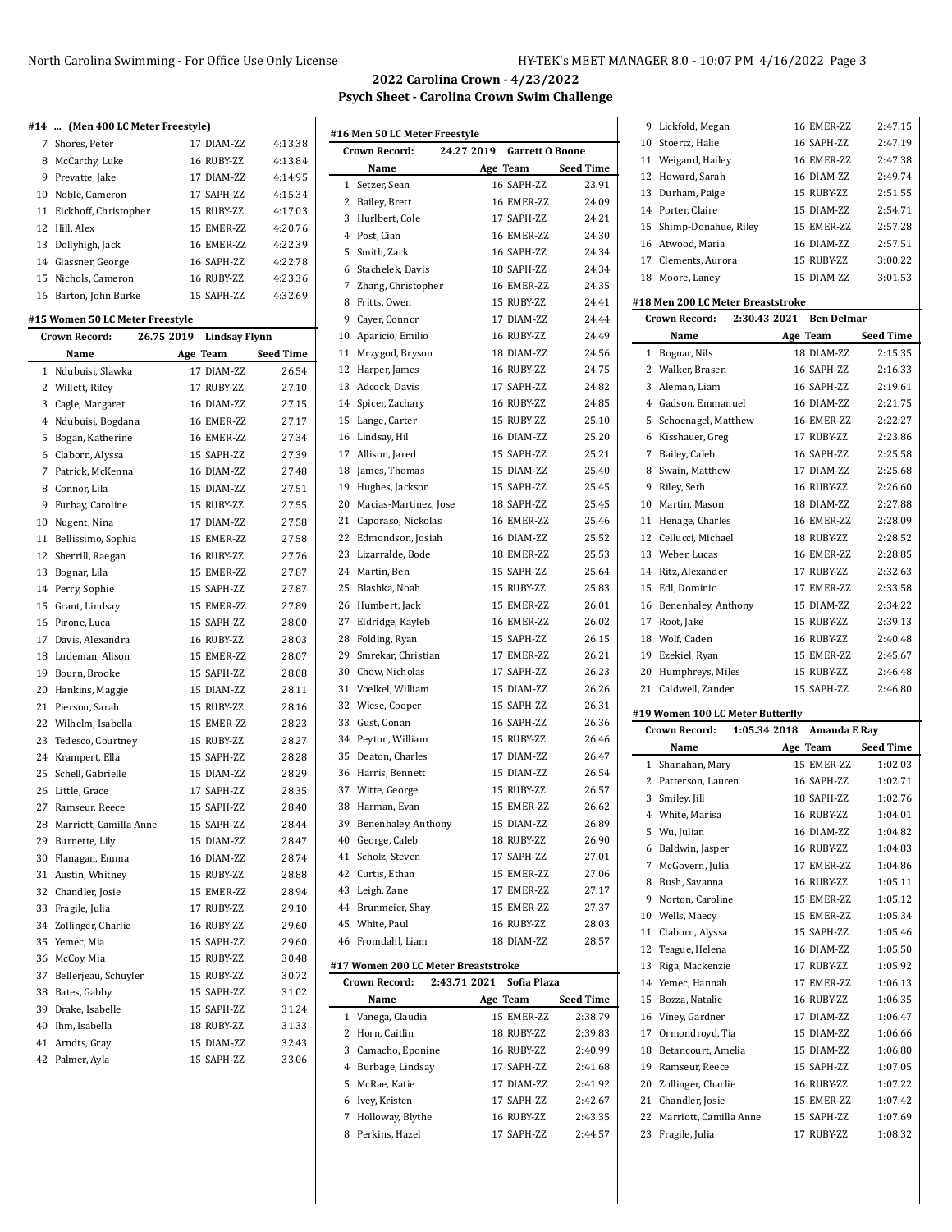## 2022 Carolina Crown - 4/23/2022
## Psych Sheet - Carolina Crown Swim Challenge

### #14 ... (Men 400 LC Meter Freestyle)

| | Name | Age | Team | Seed Time |
|---|---|---|---|---|
| 7 | Shores, Peter | 17 | DIAM-ZZ | 4:13.38 |
| 8 | McCarthy, Luke | 16 | RUBY-ZZ | 4:13.84 |
| 9 | Prevatte, Jake | 17 | DIAM-ZZ | 4:14.95 |
| 10 | Noble, Cameron | 17 | SAPH-ZZ | 4:15.34 |
| 11 | Eickhoff, Christopher | 15 | RUBY-ZZ | 4:17.03 |
| 12 | Hill, Alex | 15 | EMER-ZZ | 4:20.76 |
| 13 | Dollyhigh, Jack | 16 | EMER-ZZ | 4:22.39 |
| 14 | Glassner, George | 16 | SAPH-ZZ | 4:22.78 |
| 15 | Nichols, Cameron | 16 | RUBY-ZZ | 4:23.36 |
| 16 | Barton, John Burke | 15 | SAPH-ZZ | 4:32.69 |

### #15 Women 50 LC Meter Freestyle

Crown Record: 26.75 2019 Lindsay Flynn

| | Name | Age | Team | Seed Time |
|---|---|---|---|---|
| 1 | Ndubuisi, Slawka | 17 | DIAM-ZZ | 26.54 |
| 2 | Willett, Riley | 17 | RUBY-ZZ | 27.10 |
| 3 | Cagle, Margaret | 16 | DIAM-ZZ | 27.15 |
| 4 | Ndubuisi, Bogdana | 16 | EMER-ZZ | 27.17 |
| 5 | Bogan, Katherine | 16 | EMER-ZZ | 27.34 |
| 6 | Claborn, Alyssa | 15 | SAPH-ZZ | 27.39 |
| 7 | Patrick, McKenna | 16 | DIAM-ZZ | 27.48 |
| 8 | Connor, Lila | 15 | DIAM-ZZ | 27.51 |
| 9 | Furbay, Caroline | 15 | RUBY-ZZ | 27.55 |
| 10 | Nugent, Nina | 17 | DIAM-ZZ | 27.58 |
| 11 | Bellissimo, Sophia | 15 | EMER-ZZ | 27.58 |
| 12 | Sherrill, Raegan | 16 | RUBY-ZZ | 27.76 |
| 13 | Bognar, Lila | 15 | EMER-ZZ | 27.87 |
| 14 | Perry, Sophie | 15 | SAPH-ZZ | 27.87 |
| 15 | Grant, Lindsay | 15 | EMER-ZZ | 27.89 |
| 16 | Pirone, Luca | 15 | SAPH-ZZ | 28.00 |
| 17 | Davis, Alexandra | 16 | RUBY-ZZ | 28.03 |
| 18 | Ludeman, Alison | 15 | EMER-ZZ | 28.07 |
| 19 | Bourn, Brooke | 15 | SAPH-ZZ | 28.08 |
| 20 | Hankins, Maggie | 15 | DIAM-ZZ | 28.11 |
| 21 | Pierson, Sarah | 15 | RUBY-ZZ | 28.16 |
| 22 | Wilhelm, Isabella | 15 | EMER-ZZ | 28.23 |
| 23 | Tedesco, Courtney | 15 | RUBY-ZZ | 28.27 |
| 24 | Krampert, Ella | 15 | SAPH-ZZ | 28.28 |
| 25 | Schell, Gabrielle | 15 | DIAM-ZZ | 28.29 |
| 26 | Little, Grace | 17 | SAPH-ZZ | 28.35 |
| 27 | Ramseur, Reece | 15 | SAPH-ZZ | 28.40 |
| 28 | Marriott, Camilla Anne | 15 | SAPH-ZZ | 28.44 |
| 29 | Burnette, Lily | 15 | DIAM-ZZ | 28.47 |
| 30 | Flanagan, Emma | 16 | DIAM-ZZ | 28.74 |
| 31 | Austin, Whitney | 15 | RUBY-ZZ | 28.88 |
| 32 | Chandler, Josie | 15 | EMER-ZZ | 28.94 |
| 33 | Fragile, Julia | 17 | RUBY-ZZ | 29.10 |
| 34 | Zollinger, Charlie | 16 | RUBY-ZZ | 29.60 |
| 35 | Yemec, Mia | 15 | SAPH-ZZ | 29.60 |
| 36 | McCoy, Mia | 15 | RUBY-ZZ | 30.48 |
| 37 | Bellerjeau, Schuyler | 15 | RUBY-ZZ | 30.72 |
| 38 | Bates, Gabby | 15 | SAPH-ZZ | 31.02 |
| 39 | Drake, Isabelle | 15 | SAPH-ZZ | 31.24 |
| 40 | Ihm, Isabella | 18 | RUBY-ZZ | 31.33 |
| 41 | Arndts, Gray | 15 | DIAM-ZZ | 32.43 |
| 42 | Palmer, Ayla | 15 | SAPH-ZZ | 33.06 |

### #16 Men 50 LC Meter Freestyle

Crown Record: 24.27 2019 Garrett O Boone

| | Name | Age | Team | Seed Time |
|---|---|---|---|---|
| 1 | Setzer, Sean | 16 | SAPH-ZZ | 23.91 |
| 2 | Bailey, Brett | 16 | EMER-ZZ | 24.09 |
| 3 | Hurlbert, Cole | 17 | SAPH-ZZ | 24.21 |
| 4 | Post, Cian | 16 | EMER-ZZ | 24.30 |
| 5 | Smith, Zack | 16 | SAPH-ZZ | 24.34 |
| 6 | Stachelek, Davis | 18 | SAPH-ZZ | 24.34 |
| 7 | Zhang, Christopher | 16 | EMER-ZZ | 24.35 |
| 8 | Fritts, Owen | 15 | RUBY-ZZ | 24.41 |
| 9 | Cayer, Connor | 17 | DIAM-ZZ | 24.44 |
| 10 | Aparicio, Emilio | 16 | RUBY-ZZ | 24.49 |
| 11 | Mrzygod, Bryson | 18 | DIAM-ZZ | 24.56 |
| 12 | Harper, James | 16 | RUBY-ZZ | 24.75 |
| 13 | Adcock, Davis | 17 | SAPH-ZZ | 24.82 |
| 14 | Spicer, Zachary | 16 | RUBY-ZZ | 24.85 |
| 15 | Lange, Carter | 15 | RUBY-ZZ | 25.10 |
| 16 | Lindsay, Hil | 16 | DIAM-ZZ | 25.20 |
| 17 | Allison, Jared | 15 | SAPH-ZZ | 25.21 |
| 18 | James, Thomas | 15 | DIAM-ZZ | 25.40 |
| 19 | Hughes, Jackson | 15 | SAPH-ZZ | 25.45 |
| 20 | Macias-Martinez, Jose | 18 | SAPH-ZZ | 25.45 |
| 21 | Caporaso, Nickolas | 16 | EMER-ZZ | 25.46 |
| 22 | Edmondson, Josiah | 16 | DIAM-ZZ | 25.52 |
| 23 | Lizarralde, Bode | 18 | EMER-ZZ | 25.53 |
| 24 | Martin, Ben | 15 | SAPH-ZZ | 25.64 |
| 25 | Blashka, Noah | 15 | RUBY-ZZ | 25.83 |
| 26 | Humbert, Jack | 15 | EMER-ZZ | 26.01 |
| 27 | Eldridge, Kayleb | 16 | EMER-ZZ | 26.02 |
| 28 | Folding, Ryan | 15 | SAPH-ZZ | 26.15 |
| 29 | Smrekar, Christian | 17 | EMER-ZZ | 26.21 |
| 30 | Chow, Nicholas | 17 | SAPH-ZZ | 26.23 |
| 31 | Voelkel, William | 15 | DIAM-ZZ | 26.26 |
| 32 | Wiese, Cooper | 15 | SAPH-ZZ | 26.31 |
| 33 | Gust, Conan | 16 | SAPH-ZZ | 26.36 |
| 34 | Peyton, William | 15 | RUBY-ZZ | 26.46 |
| 35 | Deaton, Charles | 17 | DIAM-ZZ | 26.47 |
| 36 | Harris, Bennett | 15 | DIAM-ZZ | 26.54 |
| 37 | Witte, George | 15 | RUBY-ZZ | 26.57 |
| 38 | Harman, Evan | 15 | EMER-ZZ | 26.62 |
| 39 | Benenhaley, Anthony | 15 | DIAM-ZZ | 26.89 |
| 40 | George, Caleb | 18 | RUBY-ZZ | 26.90 |
| 41 | Scholz, Steven | 17 | SAPH-ZZ | 27.01 |
| 42 | Curtis, Ethan | 15 | EMER-ZZ | 27.06 |
| 43 | Leigh, Zane | 17 | EMER-ZZ | 27.17 |
| 44 | Brunmeier, Shay | 15 | EMER-ZZ | 27.37 |
| 45 | White, Paul | 16 | RUBY-ZZ | 28.03 |
| 46 | Fromdahl, Liam | 18 | DIAM-ZZ | 28.57 |

### #17 Women 200 LC Meter Breaststroke

Crown Record: 2:43.71 2021 Sofia Plaza

| | Name | Age | Team | Seed Time |
|---|---|---|---|---|
| 1 | Vanega, Claudia | 15 | EMER-ZZ | 2:38.79 |
| 2 | Horn, Caitlin | 18 | RUBY-ZZ | 2:39.83 |
| 3 | Camacho, Eponine | 16 | RUBY-ZZ | 2:40.99 |
| 4 | Burbage, Lindsay | 17 | SAPH-ZZ | 2:41.68 |
| 5 | McRae, Katie | 17 | DIAM-ZZ | 2:41.92 |
| 6 | Ivey, Kristen | 17 | SAPH-ZZ | 2:42.67 |
| 7 | Holloway, Blythe | 16 | RUBY-ZZ | 2:43.35 |
| 8 | Perkins, Hazel | 17 | SAPH-ZZ | 2:44.57 |
| 9 | Lickfold, Megan | 16 | EMER-ZZ | 2:47.15 |
| 10 | Stoertz, Halie | 16 | SAPH-ZZ | 2:47.19 |
| 11 | Weigand, Hailey | 16 | EMER-ZZ | 2:47.38 |
| 12 | Howard, Sarah | 16 | DIAM-ZZ | 2:49.74 |
| 13 | Durham, Paige | 15 | RUBY-ZZ | 2:51.55 |
| 14 | Porter, Claire | 15 | DIAM-ZZ | 2:54.71 |
| 15 | Shimp-Donahue, Riley | 15 | EMER-ZZ | 2:57.28 |
| 16 | Atwood, Maria | 16 | DIAM-ZZ | 2:57.51 |
| 17 | Clements, Aurora | 15 | RUBY-ZZ | 3:00.22 |
| 18 | Moore, Laney | 15 | DIAM-ZZ | 3:01.53 |

### #18 Men 200 LC Meter Breaststroke

Crown Record: 2:30.43 2021 Ben Delmar

| | Name | Age | Team | Seed Time |
|---|---|---|---|---|
| 1 | Bognar, Nils | 18 | DIAM-ZZ | 2:15.35 |
| 2 | Walker, Brasen | 16 | SAPH-ZZ | 2:16.33 |
| 3 | Aleman, Liam | 16 | SAPH-ZZ | 2:19.61 |
| 4 | Gadson, Emmanuel | 16 | DIAM-ZZ | 2:21.75 |
| 5 | Schoenagel, Matthew | 16 | EMER-ZZ | 2:22.27 |
| 6 | Kisshauer, Greg | 17 | RUBY-ZZ | 2:23.86 |
| 7 | Bailey, Caleb | 16 | SAPH-ZZ | 2:25.58 |
| 8 | Swain, Matthew | 17 | DIAM-ZZ | 2:25.68 |
| 9 | Riley, Seth | 16 | RUBY-ZZ | 2:26.60 |
| 10 | Martin, Mason | 18 | DIAM-ZZ | 2:27.88 |
| 11 | Henage, Charles | 16 | EMER-ZZ | 2:28.09 |
| 12 | Cellucci, Michael | 18 | RUBY-ZZ | 2:28.52 |
| 13 | Weber, Lucas | 16 | EMER-ZZ | 2:28.85 |
| 14 | Ritz, Alexander | 17 | RUBY-ZZ | 2:32.63 |
| 15 | Edl, Dominic | 17 | EMER-ZZ | 2:33.58 |
| 16 | Benenhaley, Anthony | 15 | DIAM-ZZ | 2:34.22 |
| 17 | Root, Jake | 15 | RUBY-ZZ | 2:39.13 |
| 18 | Wolf, Caden | 16 | RUBY-ZZ | 2:40.48 |
| 19 | Ezekiel, Ryan | 15 | EMER-ZZ | 2:45.67 |
| 20 | Humphreys, Miles | 15 | RUBY-ZZ | 2:46.48 |
| 21 | Caldwell, Zander | 15 | SAPH-ZZ | 2:46.80 |

### #19 Women 100 LC Meter Butterfly

Crown Record: 1:05.34 2018 Amanda E Ray

| | Name | Age | Team | Seed Time |
|---|---|---|---|---|
| 1 | Shanahan, Mary | 15 | EMER-ZZ | 1:02.03 |
| 2 | Patterson, Lauren | 16 | SAPH-ZZ | 1:02.71 |
| 3 | Smiley, Jill | 18 | SAPH-ZZ | 1:02.76 |
| 4 | White, Marisa | 16 | RUBY-ZZ | 1:04.01 |
| 5 | Wu, Julian | 16 | DIAM-ZZ | 1:04.82 |
| 6 | Baldwin, Jasper | 16 | RUBY-ZZ | 1:04.83 |
| 7 | McGovern, Julia | 17 | EMER-ZZ | 1:04.86 |
| 8 | Bush, Savanna | 16 | RUBY-ZZ | 1:05.11 |
| 9 | Norton, Caroline | 15 | EMER-ZZ | 1:05.12 |
| 10 | Wells, Maecy | 15 | EMER-ZZ | 1:05.34 |
| 11 | Claborn, Alyssa | 15 | SAPH-ZZ | 1:05.46 |
| 12 | Teague, Helena | 16 | DIAM-ZZ | 1:05.50 |
| 13 | Riga, Mackenzie | 17 | RUBY-ZZ | 1:05.92 |
| 14 | Yemec, Hannah | 17 | EMER-ZZ | 1:06.13 |
| 15 | Bozza, Natalie | 16 | RUBY-ZZ | 1:06.35 |
| 16 | Viney, Gardner | 17 | DIAM-ZZ | 1:06.47 |
| 17 | Ormondroyd, Tia | 15 | DIAM-ZZ | 1:06.66 |
| 18 | Betancourt, Amelia | 15 | DIAM-ZZ | 1:06.80 |
| 19 | Ramseur, Reece | 15 | SAPH-ZZ | 1:07.05 |
| 20 | Zollinger, Charlie | 16 | RUBY-ZZ | 1:07.22 |
| 21 | Chandler, Josie | 15 | EMER-ZZ | 1:07.42 |
| 22 | Marriott, Camilla Anne | 15 | SAPH-ZZ | 1:07.69 |
| 23 | Fragile, Julia | 17 | RUBY-ZZ | 1:08.32 |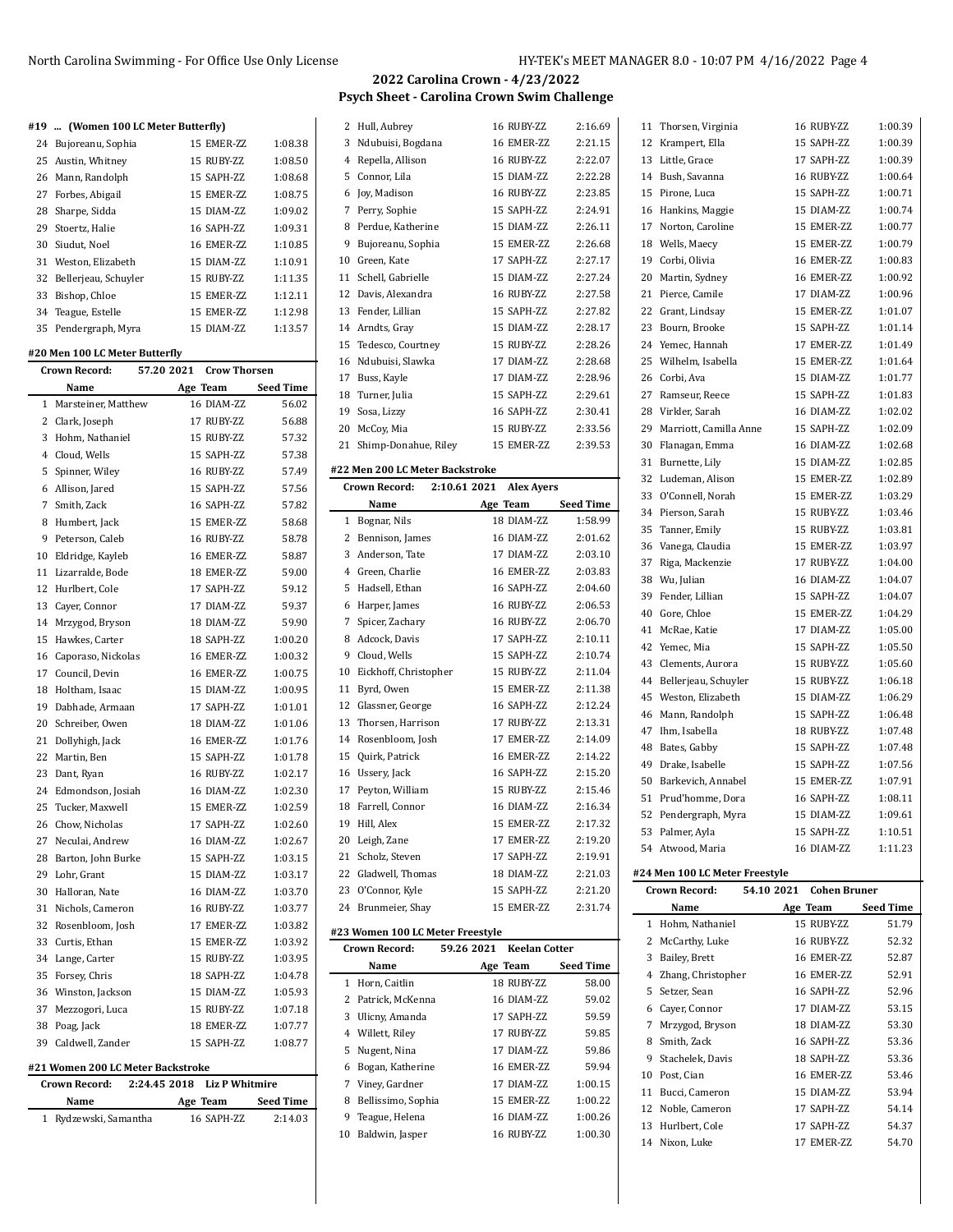## 2022 Carolina Crown - 4/23/2022

## Psych Sheet - Carolina Crown Swim Challenge

### #19 ... (Women 100 LC Meter Butterfly)

| # | Name | Age | Team | Seed Time |
|---|---|---|---|---|
| 24 | Bujoreanu, Sophia | 15 | EMER-ZZ | 1:08.38 |
| 25 | Austin, Whitney | 15 | RUBY-ZZ | 1:08.50 |
| 26 | Mann, Randolph | 15 | SAPH-ZZ | 1:08.68 |
| 27 | Forbes, Abigail | 15 | EMER-ZZ | 1:08.75 |
| 28 | Sharpe, Sidda | 15 | DIAM-ZZ | 1:09.02 |
| 29 | Stoertz, Halie | 16 | SAPH-ZZ | 1:09.31 |
| 30 | Siudut, Noel | 16 | EMER-ZZ | 1:10.85 |
| 31 | Weston, Elizabeth | 15 | DIAM-ZZ | 1:10.91 |
| 32 | Bellerjeau, Schuyler | 15 | RUBY-ZZ | 1:11.35 |
| 33 | Bishop, Chloe | 15 | EMER-ZZ | 1:12.11 |
| 34 | Teague, Estelle | 15 | EMER-ZZ | 1:12.98 |
| 35 | Pendergraph, Myra | 15 | DIAM-ZZ | 1:13.57 |

### #20 Men 100 LC Meter Butterfly

Crown Record: 57.20 2021 Crow Thorsen

| # | Name | Age | Team | Seed Time |
|---|---|---|---|---|
| 1 | Marsteiner, Matthew | 16 | DIAM-ZZ | 56.02 |
| 2 | Clark, Joseph | 17 | RUBY-ZZ | 56.88 |
| 3 | Hohm, Nathaniel | 15 | RUBY-ZZ | 57.32 |
| 4 | Cloud, Wells | 15 | SAPH-ZZ | 57.38 |
| 5 | Spinner, Wiley | 16 | RUBY-ZZ | 57.49 |
| 6 | Allison, Jared | 15 | SAPH-ZZ | 57.56 |
| 7 | Smith, Zack | 16 | SAPH-ZZ | 57.82 |
| 8 | Humbert, Jack | 15 | EMER-ZZ | 58.68 |
| 9 | Peterson, Caleb | 16 | RUBY-ZZ | 58.78 |
| 10 | Eldridge, Kayleb | 16 | EMER-ZZ | 58.87 |
| 11 | Lizarralde, Bode | 18 | EMER-ZZ | 59.00 |
| 12 | Hurlbert, Cole | 17 | SAPH-ZZ | 59.12 |
| 13 | Cayer, Connor | 17 | DIAM-ZZ | 59.37 |
| 14 | Mrzygod, Bryson | 18 | DIAM-ZZ | 59.90 |
| 15 | Hawkes, Carter | 18 | SAPH-ZZ | 1:00.20 |
| 16 | Caporaso, Nickolas | 16 | EMER-ZZ | 1:00.32 |
| 17 | Council, Devin | 16 | EMER-ZZ | 1:00.75 |
| 18 | Holtham, Isaac | 15 | DIAM-ZZ | 1:00.95 |
| 19 | Dabhade, Armaan | 17 | SAPH-ZZ | 1:01.01 |
| 20 | Schreiber, Owen | 18 | DIAM-ZZ | 1:01.06 |
| 21 | Dollyhigh, Jack | 16 | EMER-ZZ | 1:01.76 |
| 22 | Martin, Ben | 15 | SAPH-ZZ | 1:01.78 |
| 23 | Dant, Ryan | 16 | RUBY-ZZ | 1:02.17 |
| 24 | Edmondson, Josiah | 16 | DIAM-ZZ | 1:02.30 |
| 25 | Tucker, Maxwell | 15 | EMER-ZZ | 1:02.59 |
| 26 | Chow, Nicholas | 17 | SAPH-ZZ | 1:02.60 |
| 27 | Neculai, Andrew | 16 | DIAM-ZZ | 1:02.67 |
| 28 | Barton, John Burke | 15 | SAPH-ZZ | 1:03.15 |
| 29 | Lohr, Grant | 15 | DIAM-ZZ | 1:03.17 |
| 30 | Halloran, Nate | 16 | DIAM-ZZ | 1:03.70 |
| 31 | Nichols, Cameron | 16 | RUBY-ZZ | 1:03.77 |
| 32 | Rosenbloom, Josh | 17 | EMER-ZZ | 1:03.82 |
| 33 | Curtis, Ethan | 15 | EMER-ZZ | 1:03.92 |
| 34 | Lange, Carter | 15 | RUBY-ZZ | 1:03.95 |
| 35 | Forsey, Chris | 18 | SAPH-ZZ | 1:04.78 |
| 36 | Winston, Jackson | 15 | DIAM-ZZ | 1:05.93 |
| 37 | Mezzogori, Luca | 15 | RUBY-ZZ | 1:07.18 |
| 38 | Poag, Jack | 18 | EMER-ZZ | 1:07.77 |
| 39 | Caldwell, Zander | 15 | SAPH-ZZ | 1:08.77 |

### #21 Women 200 LC Meter Backstroke

Crown Record: 2:24.45 2018 Liz P Whitmire

| # | Name | Age | Team | Seed Time |
|---|---|---|---|---|
| 1 | Rydzewski, Samantha | 16 | SAPH-ZZ | 2:14.03 |
| 2 | Hull, Aubrey | 16 | RUBY-ZZ | 2:16.69 |
| 3 | Ndubuisi, Bogdana | 16 | EMER-ZZ | 2:21.15 |
| 4 | Repella, Allison | 16 | RUBY-ZZ | 2:22.07 |
| 5 | Connor, Lila | 15 | DIAM-ZZ | 2:22.28 |
| 6 | Joy, Madison | 16 | RUBY-ZZ | 2:23.85 |
| 7 | Perry, Sophie | 15 | SAPH-ZZ | 2:24.91 |
| 8 | Perdue, Katherine | 15 | DIAM-ZZ | 2:26.11 |
| 9 | Bujoreanu, Sophia | 15 | EMER-ZZ | 2:26.68 |
| 10 | Green, Kate | 17 | SAPH-ZZ | 2:27.17 |
| 11 | Schell, Gabrielle | 15 | DIAM-ZZ | 2:27.24 |
| 12 | Davis, Alexandra | 16 | RUBY-ZZ | 2:27.58 |
| 13 | Fender, Lillian | 15 | SAPH-ZZ | 2:27.82 |
| 14 | Arndts, Gray | 15 | DIAM-ZZ | 2:28.17 |
| 15 | Tedesco, Courtney | 15 | RUBY-ZZ | 2:28.26 |
| 16 | Ndubuisi, Slawka | 17 | DIAM-ZZ | 2:28.68 |
| 17 | Buss, Kayle | 17 | DIAM-ZZ | 2:28.96 |
| 18 | Turner, Julia | 15 | SAPH-ZZ | 2:29.61 |
| 19 | Sosa, Lizzy | 16 | SAPH-ZZ | 2:30.41 |
| 20 | McCoy, Mia | 15 | RUBY-ZZ | 2:33.56 |
| 21 | Shimp-Donahue, Riley | 15 | EMER-ZZ | 2:39.53 |

### #22 Men 200 LC Meter Backstroke

Crown Record: 2:10.61 2021 Alex Ayers

| # | Name | Age | Team | Seed Time |
|---|---|---|---|---|
| 1 | Bognar, Nils | 18 | DIAM-ZZ | 1:58.99 |
| 2 | Bennison, James | 16 | DIAM-ZZ | 2:01.62 |
| 3 | Anderson, Tate | 17 | DIAM-ZZ | 2:03.10 |
| 4 | Green, Charlie | 16 | EMER-ZZ | 2:03.83 |
| 5 | Hadsell, Ethan | 16 | SAPH-ZZ | 2:04.60 |
| 6 | Harper, James | 16 | RUBY-ZZ | 2:06.53 |
| 7 | Spicer, Zachary | 16 | RUBY-ZZ | 2:06.70 |
| 8 | Adcock, Davis | 17 | SAPH-ZZ | 2:10.11 |
| 9 | Cloud, Wells | 15 | SAPH-ZZ | 2:10.74 |
| 10 | Eickhoff, Christopher | 15 | RUBY-ZZ | 2:11.04 |
| 11 | Byrd, Owen | 15 | EMER-ZZ | 2:11.38 |
| 12 | Glassner, George | 16 | SAPH-ZZ | 2:12.24 |
| 13 | Thorsen, Harrison | 17 | RUBY-ZZ | 2:13.31 |
| 14 | Rosenbloom, Josh | 17 | EMER-ZZ | 2:14.09 |
| 15 | Quirk, Patrick | 16 | EMER-ZZ | 2:14.22 |
| 16 | Ussery, Jack | 16 | SAPH-ZZ | 2:15.20 |
| 17 | Peyton, William | 15 | RUBY-ZZ | 2:15.46 |
| 18 | Farrell, Connor | 16 | DIAM-ZZ | 2:16.34 |
| 19 | Hill, Alex | 15 | EMER-ZZ | 2:17.32 |
| 20 | Leigh, Zane | 17 | EMER-ZZ | 2:19.20 |
| 21 | Scholz, Steven | 17 | SAPH-ZZ | 2:19.91 |
| 22 | Gladwell, Thomas | 18 | DIAM-ZZ | 2:21.03 |
| 23 | O'Connor, Kyle | 15 | SAPH-ZZ | 2:21.20 |
| 24 | Brunmeier, Shay | 15 | EMER-ZZ | 2:31.74 |

### #23 Women 100 LC Meter Freestyle

Crown Record: 59.26 2021 Keelan Cotter

| # | Name | Age | Team | Seed Time |
|---|---|---|---|---|
| 1 | Horn, Caitlin | 18 | RUBY-ZZ | 58.00 |
| 2 | Patrick, McKenna | 16 | DIAM-ZZ | 59.02 |
| 3 | Ulicny, Amanda | 17 | SAPH-ZZ | 59.59 |
| 4 | Willett, Riley | 17 | RUBY-ZZ | 59.85 |
| 5 | Nugent, Nina | 17 | DIAM-ZZ | 59.86 |
| 6 | Bogan, Katherine | 16 | EMER-ZZ | 59.94 |
| 7 | Viney, Gardner | 17 | DIAM-ZZ | 1:00.15 |
| 8 | Bellissimo, Sophia | 15 | EMER-ZZ | 1:00.22 |
| 9 | Teague, Helena | 16 | DIAM-ZZ | 1:00.26 |
| 10 | Baldwin, Jasper | 16 | RUBY-ZZ | 1:00.30 |
| 11 | Thorsen, Virginia | 16 | RUBY-ZZ | 1:00.39 |
| 12 | Krampert, Ella | 15 | SAPH-ZZ | 1:00.39 |
| 13 | Little, Grace | 17 | SAPH-ZZ | 1:00.39 |
| 14 | Bush, Savanna | 16 | RUBY-ZZ | 1:00.64 |
| 15 | Pirone, Luca | 15 | SAPH-ZZ | 1:00.71 |
| 16 | Hankins, Maggie | 15 | DIAM-ZZ | 1:00.74 |
| 17 | Norton, Caroline | 15 | EMER-ZZ | 1:00.77 |
| 18 | Wells, Maecy | 15 | EMER-ZZ | 1:00.79 |
| 19 | Corbi, Olivia | 16 | EMER-ZZ | 1:00.83 |
| 20 | Martin, Sydney | 16 | EMER-ZZ | 1:00.92 |
| 21 | Pierce, Camile | 17 | DIAM-ZZ | 1:00.96 |
| 22 | Grant, Lindsay | 15 | EMER-ZZ | 1:01.07 |
| 23 | Bourn, Brooke | 15 | SAPH-ZZ | 1:01.14 |
| 24 | Yemec, Hannah | 17 | EMER-ZZ | 1:01.49 |
| 25 | Wilhelm, Isabella | 15 | EMER-ZZ | 1:01.64 |
| 26 | Corbi, Ava | 15 | DIAM-ZZ | 1:01.77 |
| 27 | Ramseur, Reece | 15 | SAPH-ZZ | 1:01.83 |
| 28 | Virkler, Sarah | 16 | DIAM-ZZ | 1:02.02 |
| 29 | Marriott, Camilla Anne | 15 | SAPH-ZZ | 1:02.09 |
| 30 | Flanagan, Emma | 16 | DIAM-ZZ | 1:02.68 |
| 31 | Burnette, Lily | 15 | DIAM-ZZ | 1:02.85 |
| 32 | Ludeman, Alison | 15 | EMER-ZZ | 1:02.89 |
| 33 | O'Connell, Norah | 15 | EMER-ZZ | 1:03.29 |
| 34 | Pierson, Sarah | 15 | RUBY-ZZ | 1:03.46 |
| 35 | Tanner, Emily | 15 | RUBY-ZZ | 1:03.81 |
| 36 | Vanega, Claudia | 15 | EMER-ZZ | 1:03.97 |
| 37 | Riga, Mackenzie | 17 | RUBY-ZZ | 1:04.00 |
| 38 | Wu, Julian | 16 | DIAM-ZZ | 1:04.07 |
| 39 | Fender, Lillian | 15 | SAPH-ZZ | 1:04.07 |
| 40 | Gore, Chloe | 15 | EMER-ZZ | 1:04.29 |
| 41 | McRae, Katie | 17 | DIAM-ZZ | 1:05.00 |
| 42 | Yemec, Mia | 15 | SAPH-ZZ | 1:05.50 |
| 43 | Clements, Aurora | 15 | RUBY-ZZ | 1:05.60 |
| 44 | Bellerjeau, Schuyler | 15 | RUBY-ZZ | 1:06.18 |
| 45 | Weston, Elizabeth | 15 | DIAM-ZZ | 1:06.29 |
| 46 | Mann, Randolph | 15 | SAPH-ZZ | 1:06.48 |
| 47 | Ihm, Isabella | 18 | RUBY-ZZ | 1:07.48 |
| 48 | Bates, Gabby | 15 | SAPH-ZZ | 1:07.48 |
| 49 | Drake, Isabelle | 15 | SAPH-ZZ | 1:07.56 |
| 50 | Barkevich, Annabel | 15 | EMER-ZZ | 1:07.91 |
| 51 | Prud'homme, Dora | 16 | SAPH-ZZ | 1:08.11 |
| 52 | Pendergraph, Myra | 15 | DIAM-ZZ | 1:09.61 |
| 53 | Palmer, Ayla | 15 | SAPH-ZZ | 1:10.51 |
| 54 | Atwood, Maria | 16 | DIAM-ZZ | 1:11.23 |

### #24 Men 100 LC Meter Freestyle

Crown Record: 54.10 2021 Cohen Bruner

| # | Name | Age | Team | Seed Time |
|---|---|---|---|---|
| 1 | Hohm, Nathaniel | 15 | RUBY-ZZ | 51.79 |
| 2 | McCarthy, Luke | 16 | RUBY-ZZ | 52.32 |
| 3 | Bailey, Brett | 16 | EMER-ZZ | 52.87 |
| 4 | Zhang, Christopher | 16 | EMER-ZZ | 52.91 |
| 5 | Setzer, Sean | 16 | SAPH-ZZ | 52.96 |
| 6 | Cayer, Connor | 17 | DIAM-ZZ | 53.15 |
| 7 | Mrzygod, Bryson | 18 | DIAM-ZZ | 53.30 |
| 8 | Smith, Zack | 16 | SAPH-ZZ | 53.36 |
| 9 | Stachelek, Davis | 18 | SAPH-ZZ | 53.36 |
| 10 | Post, Cian | 16 | EMER-ZZ | 53.46 |
| 11 | Bucci, Cameron | 15 | DIAM-ZZ | 53.94 |
| 12 | Noble, Cameron | 17 | SAPH-ZZ | 54.14 |
| 13 | Hurlbert, Cole | 17 | SAPH-ZZ | 54.37 |
| 14 | Nixon, Luke | 17 | EMER-ZZ | 54.70 |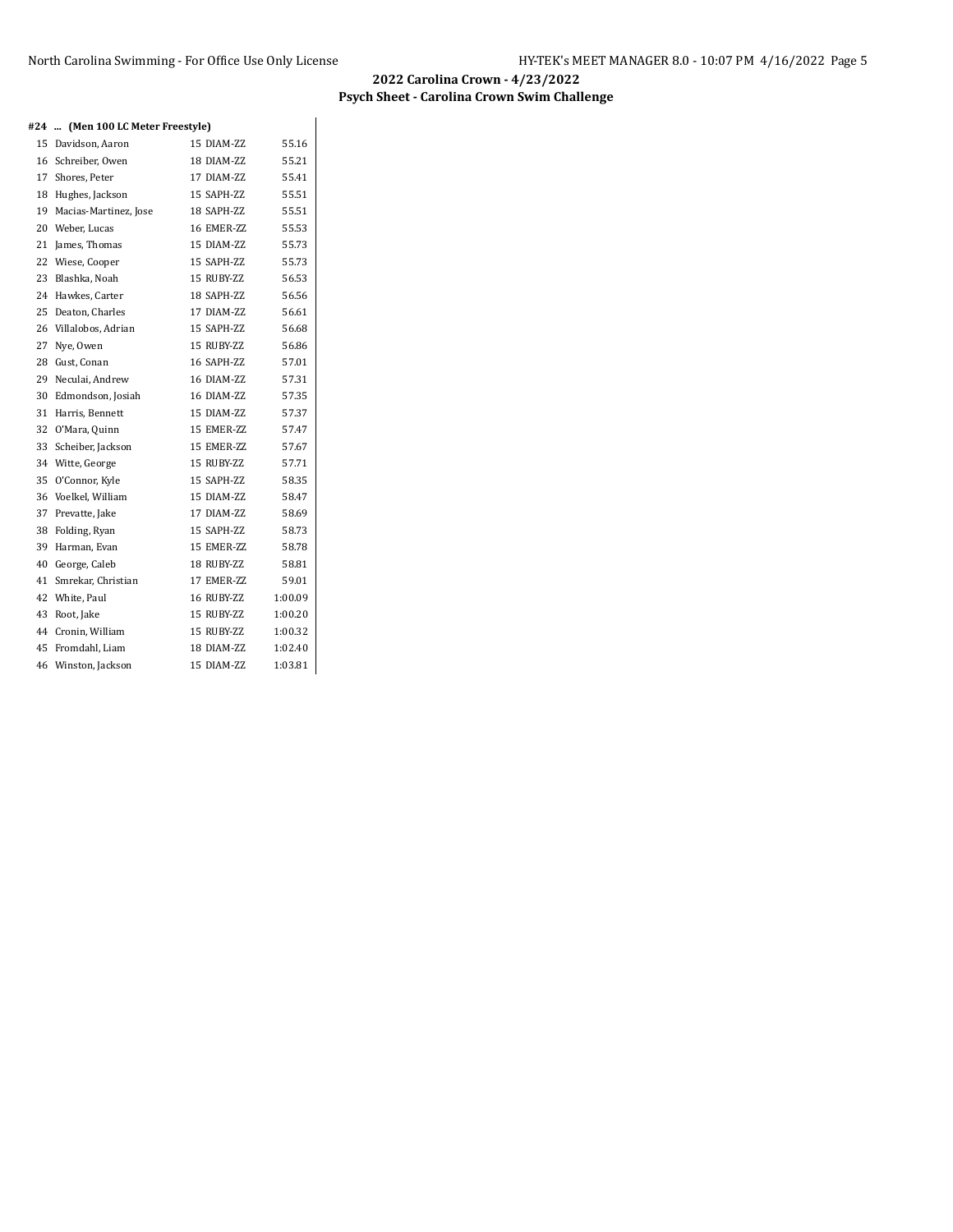## 2022 Carolina Crown - 4/23/2022

### Psych Sheet - Carolina Crown Swim Challenge

**#24 ... (Men 100 LC Meter Freestyle)**

| | | | | |
|---|---|---|---|---|
| 15 | Davidson, Aaron | 15 | DIAM-ZZ | 55.16 |
| 16 | Schreiber, Owen | 18 | DIAM-ZZ | 55.21 |
| 17 | Shores, Peter | 17 | DIAM-ZZ | 55.41 |
| 18 | Hughes, Jackson | 15 | SAPH-ZZ | 55.51 |
| 19 | Macias-Martinez, Jose | 18 | SAPH-ZZ | 55.51 |
| 20 | Weber, Lucas | 16 | EMER-ZZ | 55.53 |
| 21 | James, Thomas | 15 | DIAM-ZZ | 55.73 |
| 22 | Wiese, Cooper | 15 | SAPH-ZZ | 55.73 |
| 23 | Blashka, Noah | 15 | RUBY-ZZ | 56.53 |
| 24 | Hawkes, Carter | 18 | SAPH-ZZ | 56.56 |
| 25 | Deaton, Charles | 17 | DIAM-ZZ | 56.61 |
| 26 | Villalobos, Adrian | 15 | SAPH-ZZ | 56.68 |
| 27 | Nye, Owen | 15 | RUBY-ZZ | 56.86 |
| 28 | Gust, Conan | 16 | SAPH-ZZ | 57.01 |
| 29 | Neculai, Andrew | 16 | DIAM-ZZ | 57.31 |
| 30 | Edmondson, Josiah | 16 | DIAM-ZZ | 57.35 |
| 31 | Harris, Bennett | 15 | DIAM-ZZ | 57.37 |
| 32 | O'Mara, Quinn | 15 | EMER-ZZ | 57.47 |
| 33 | Scheiber, Jackson | 15 | EMER-ZZ | 57.67 |
| 34 | Witte, George | 15 | RUBY-ZZ | 57.71 |
| 35 | O'Connor, Kyle | 15 | SAPH-ZZ | 58.35 |
| 36 | Voelkel, William | 15 | DIAM-ZZ | 58.47 |
| 37 | Prevatte, Jake | 17 | DIAM-ZZ | 58.69 |
| 38 | Folding, Ryan | 15 | SAPH-ZZ | 58.73 |
| 39 | Harman, Evan | 15 | EMER-ZZ | 58.78 |
| 40 | George, Caleb | 18 | RUBY-ZZ | 58.81 |
| 41 | Smrekar, Christian | 17 | EMER-ZZ | 59.01 |
| 42 | White, Paul | 16 | RUBY-ZZ | 1:00.09 |
| 43 | Root, Jake | 15 | RUBY-ZZ | 1:00.20 |
| 44 | Cronin, William | 15 | RUBY-ZZ | 1:00.32 |
| 45 | Fromdahl, Liam | 18 | DIAM-ZZ | 1:02.40 |
| 46 | Winston, Jackson | 15 | DIAM-ZZ | 1:03.81 |